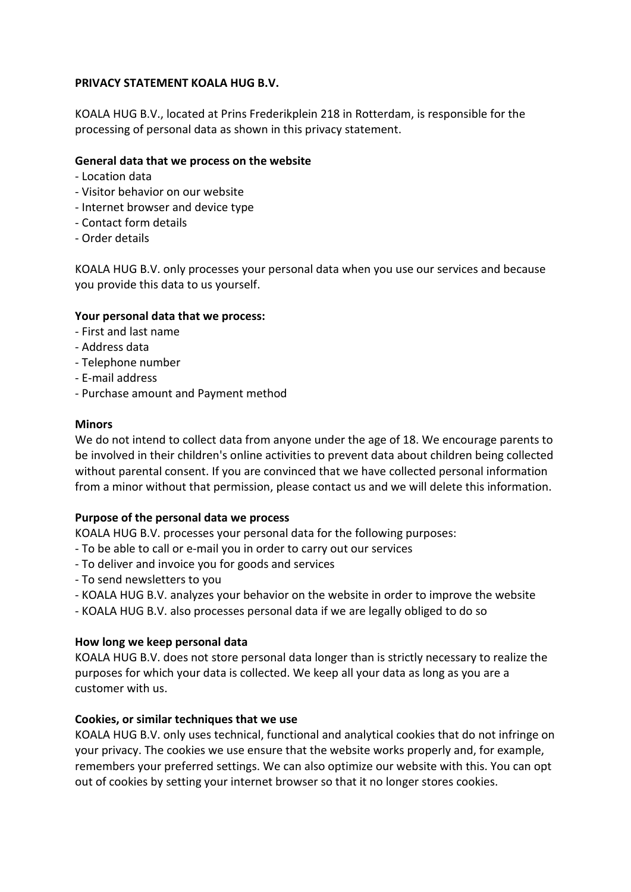**PRIVACY STATEMENT KOALA HUG B.V.**

KOALA HUG B.V., located at Prins Frederikplein 218 in Rotterdam, is responsible for the processing of personal data as shown in this privacy statement.

**General data that we process on the website**

- Location data
- Visitor behavior on our website
- Internet browser and device type
- Contact form details
- Order details

KOALA HUG B.V. only processes your personal data when you use our services and because you provide this data to us yourself.

**Your personal data that we process:**

- First and last name
- Address data
- Telephone number
- E-mail address
- Purchase amount and Payment method

**Minors**

We do not intend to collect data from anyone under the age of 18. We encourage parents to be involved in their children's online activities to prevent data about children being collected without parental consent. If you are convinced that we have collected personal information from a minor without that permission, please contact us and we will delete this information.

**Purpose of the personal data we process**

KOALA HUG B.V. processes your personal data for the following purposes:

- To be able to call or e-mail you in order to carry out our services
- To deliver and invoice you for goods and services
- To send newsletters to you
- KOALA HUG B.V. analyzes your behavior on the website in order to improve the website
- KOALA HUG B.V. also processes personal data if we are legally obliged to do so

**How long we keep personal data**

KOALA HUG B.V. does not store personal data longer than is strictly necessary to realize the purposes for which your data is collected. We keep all your data as long as you are a customer with us.

**Cookies, or similar techniques that we use**

KOALA HUG B.V. only uses technical, functional and analytical cookies that do not infringe on your privacy. The cookies we use ensure that the website works properly and, for example, remembers your preferred settings. We can also optimize our website with this. You can opt out of cookies by setting your internet browser so that it no longer stores cookies.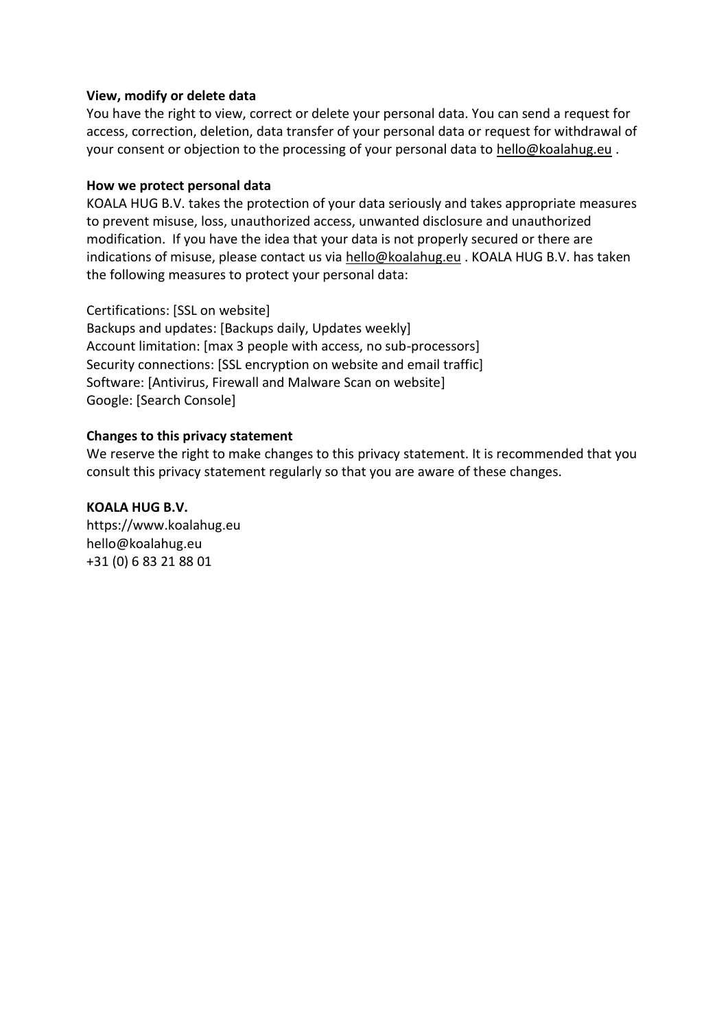**View, modify or delete data**

You have the right to view, correct or delete your personal data. You can send a request for access, correction, deletion, data transfer of your personal data or request for withdrawal of your consent or objection to the processing of your personal data to hello@koalahug.eu .

**How we protect personal data**

KOALA HUG B.V. takes the protection of your data seriously and takes appropriate measures to prevent misuse, loss, unauthorized access, unwanted disclosure and unauthorized modification. If you have the idea that your data is not properly secured or there are indications of misuse, please contact us via hello@koalahug.eu . KOALA HUG B.V. has taken the following measures to protect your personal data:

Certifications: [SSL on website]
Backups and updates: [Backups daily, Updates weekly]
Account limitation: [max 3 people with access, no sub-processors]
Security connections: [SSL encryption on website and email traffic]
Software: [Antivirus, Firewall and Malware Scan on website]
Google: [Search Console]

**Changes to this privacy statement**

We reserve the right to make changes to this privacy statement. It is recommended that you consult this privacy statement regularly so that you are aware of these changes.

**KOALA HUG B.V.**
https://www.koalahug.eu
hello@koalahug.eu
+31 (0) 6 83 21 88 01